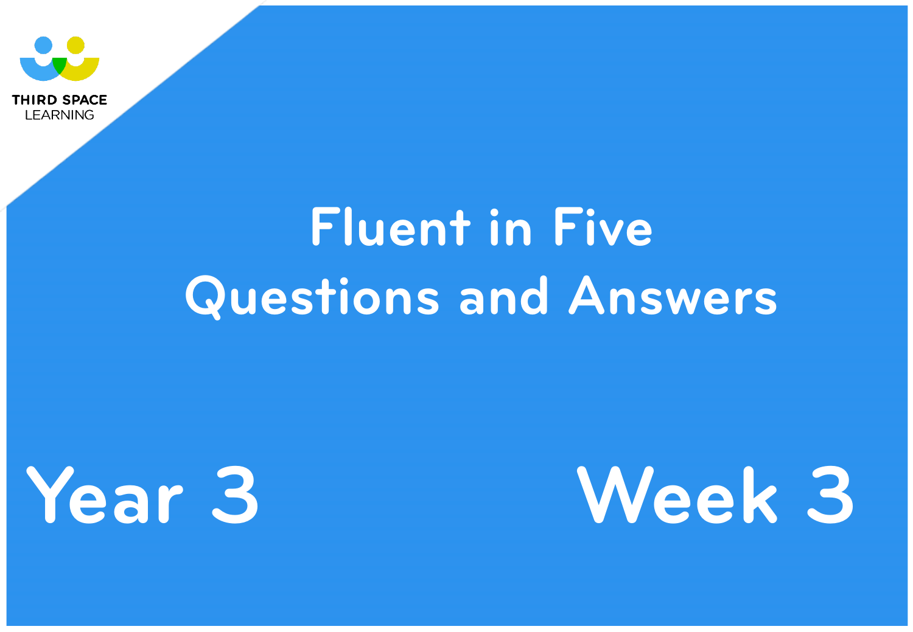THIRD SPACE LEARNING

# Fluent in Five
# Questions and Answers

## Year 3

## Week 3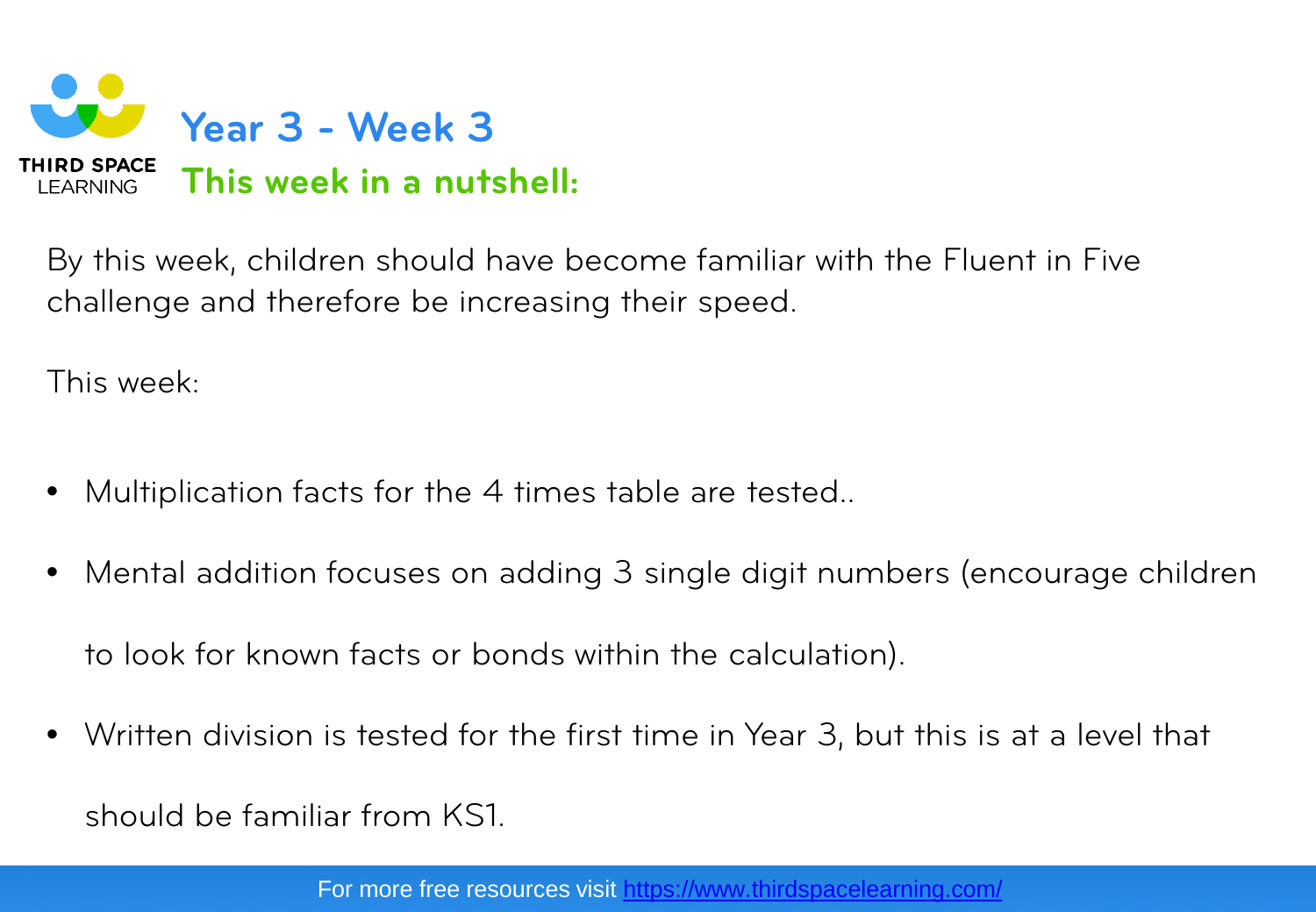# Year 3 - Week 3

## This week in a nutshell:

By this week, children should have become familiar with the Fluent in Five challenge and therefore be increasing their speed.

This week:

- Multiplication facts for the 4 times table are tested..
- Mental addition focuses on adding 3 single digit numbers (encourage children to look for known facts or bonds within the calculation).
- Written division is tested for the first time in Year 3, but this is at a level that should be familiar from KS1.

For more free resources visit https://www.thirdspacelearning.com/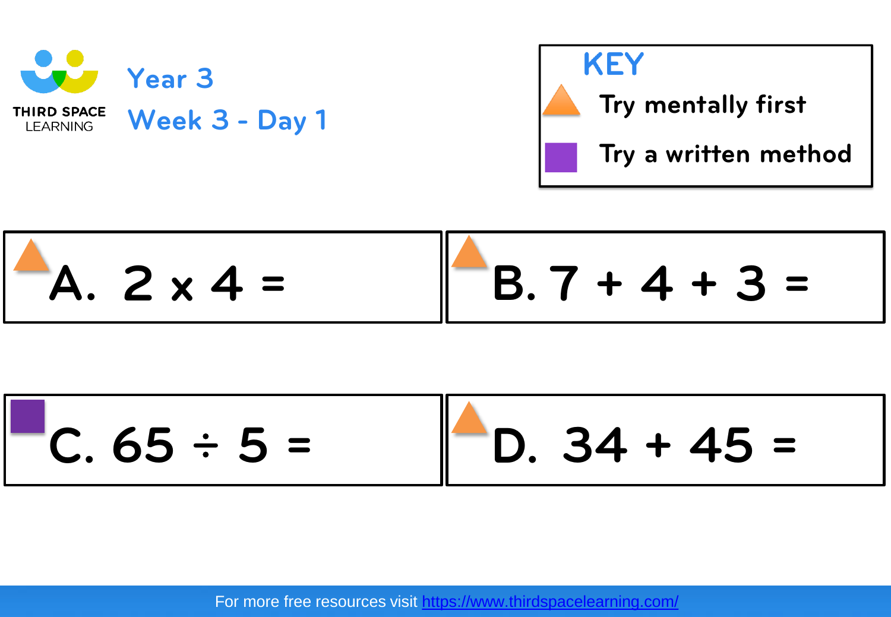THIRD SPACE LEARNING

# Year 3

## Week 3 - Day 1

**KEY**

- ▲ Try mentally first
- ■ Try a written method

▲ A. $2 \times 4 =$

▲ B. $7 + 4 + 3 =$

■ C. $65 \div 5 =$

▲ D. $34 + 45 =$

For more free resources visit https://www.thirdspacelearning.com/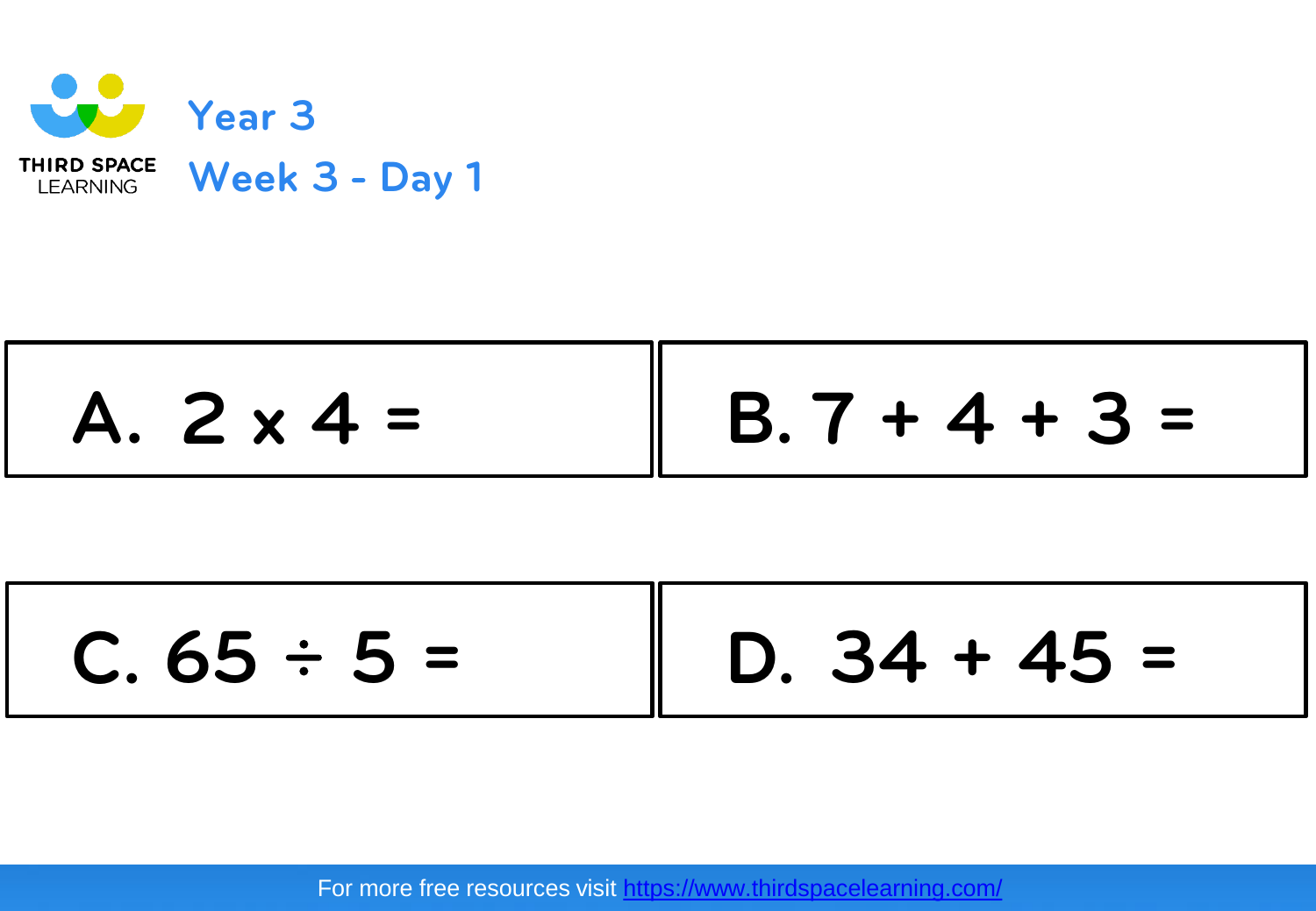THIRD SPACE LEARNING

# Year 3

## Week 3 - Day 1

A. $2 \times 4 =$

B. $7 + 4 + 3 =$

C. $65 \div 5 =$

D. $34 + 45 =$

For more free resources visit https://www.thirdspacelearning.com/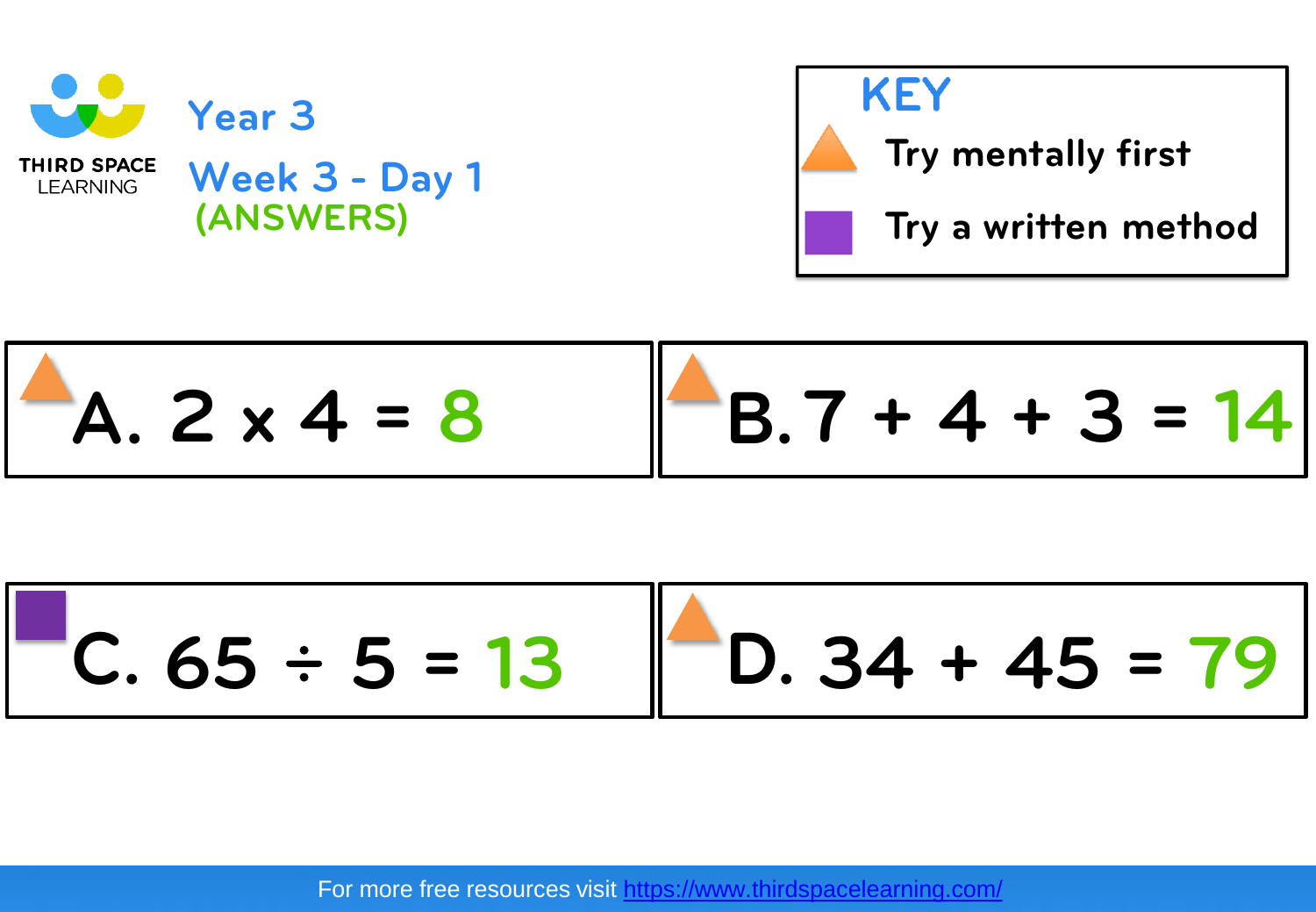THIRD SPACE LEARNING

# Year 3

## Week 3 - Day 1

**(ANSWERS)**

**KEY**

- ▲ Try mentally first
- ■ Try a written method

▲ A. $2 \times 4 = 8$

▲ B. $7 + 4 + 3 = 14$

■ C. $65 \div 5 = 13$

▲ D. $34 + 45 = 79$

For more free resources visit https://www.thirdspacelearning.com/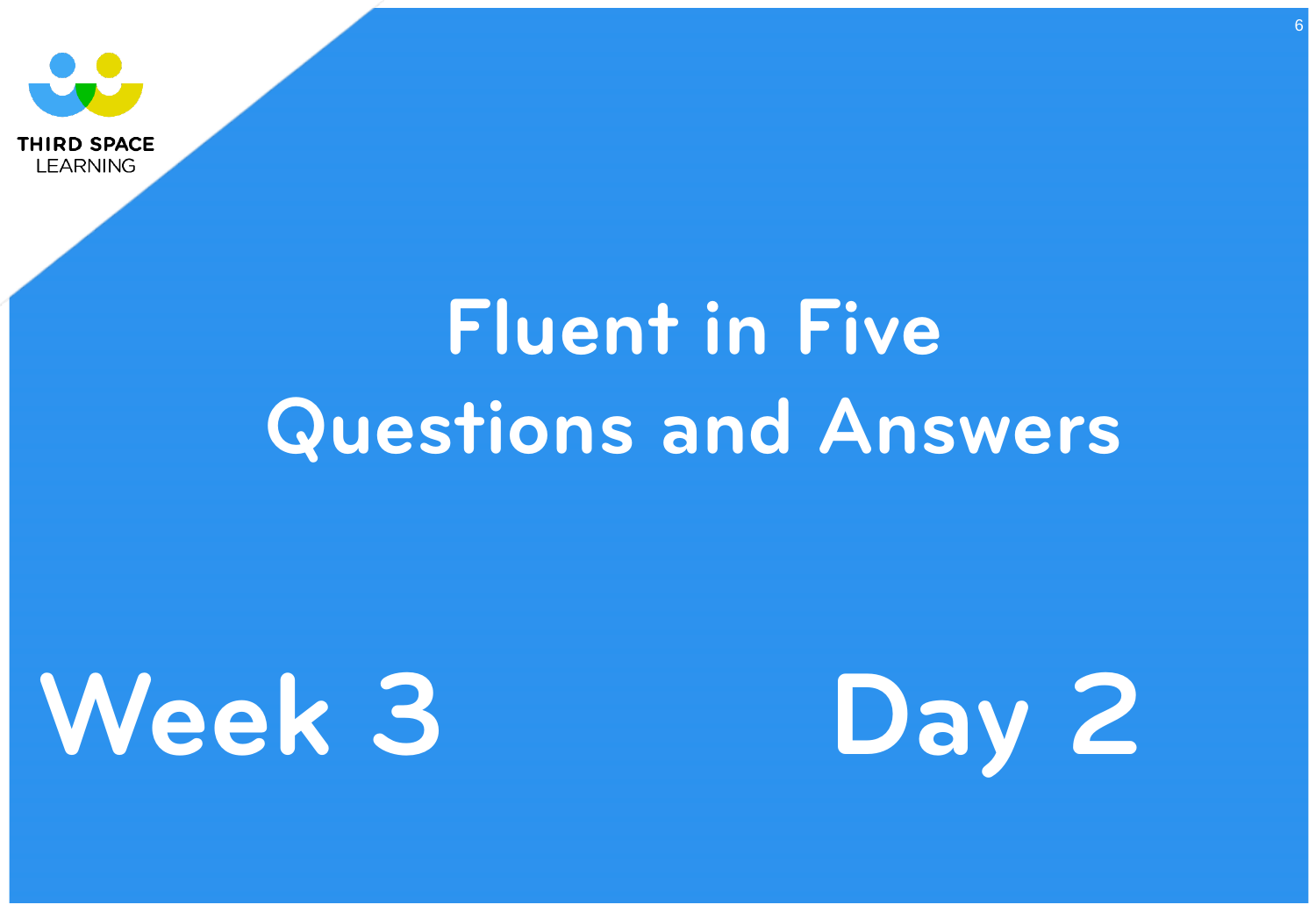# Fluent in Five Questions and Answers

## Week 3

## Day 2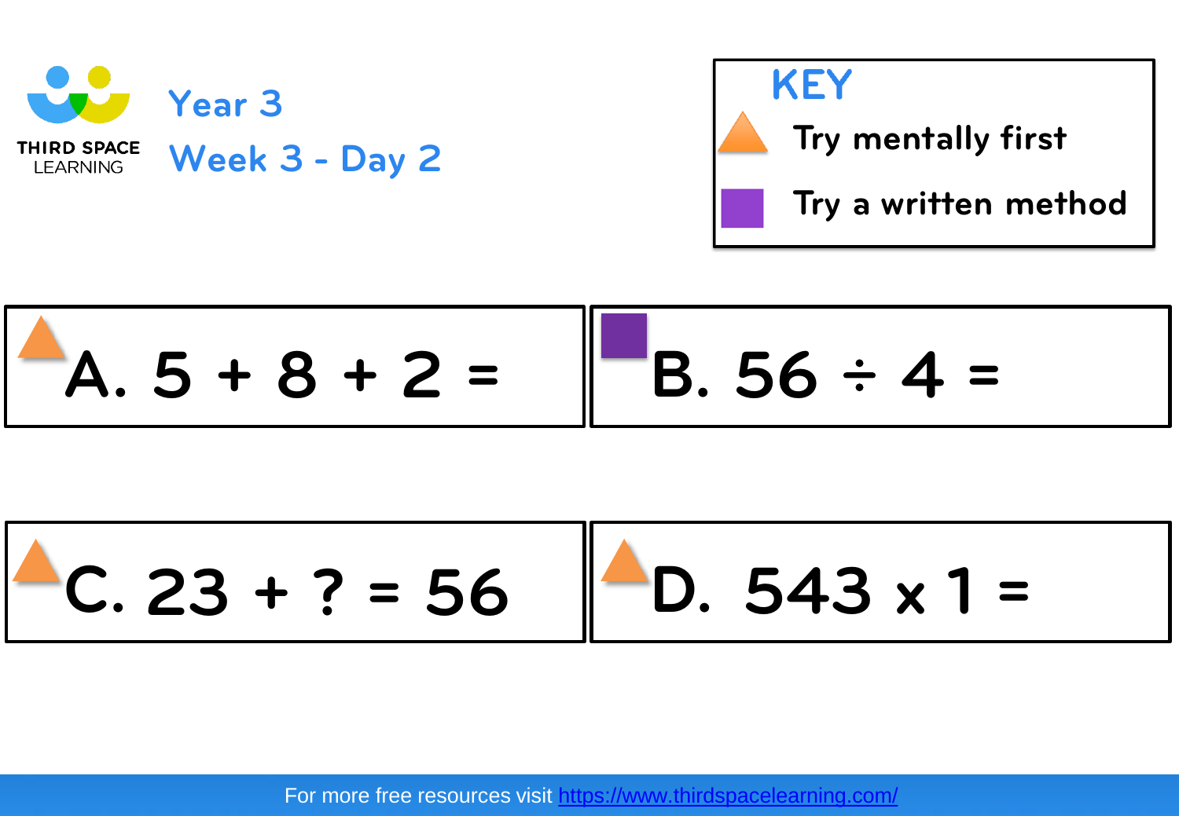THIRD SPACE LEARNING

# Year 3

## Week 3 - Day 2

**KEY**

- Try mentally first (triangle)
- Try a written method (square)

A. $5 + 8 + 2 =$

B. $56 \div 4 =$

C. $23 + ? = 56$

D. $543 \times 1 =$

For more free resources visit https://www.thirdspacelearning.com/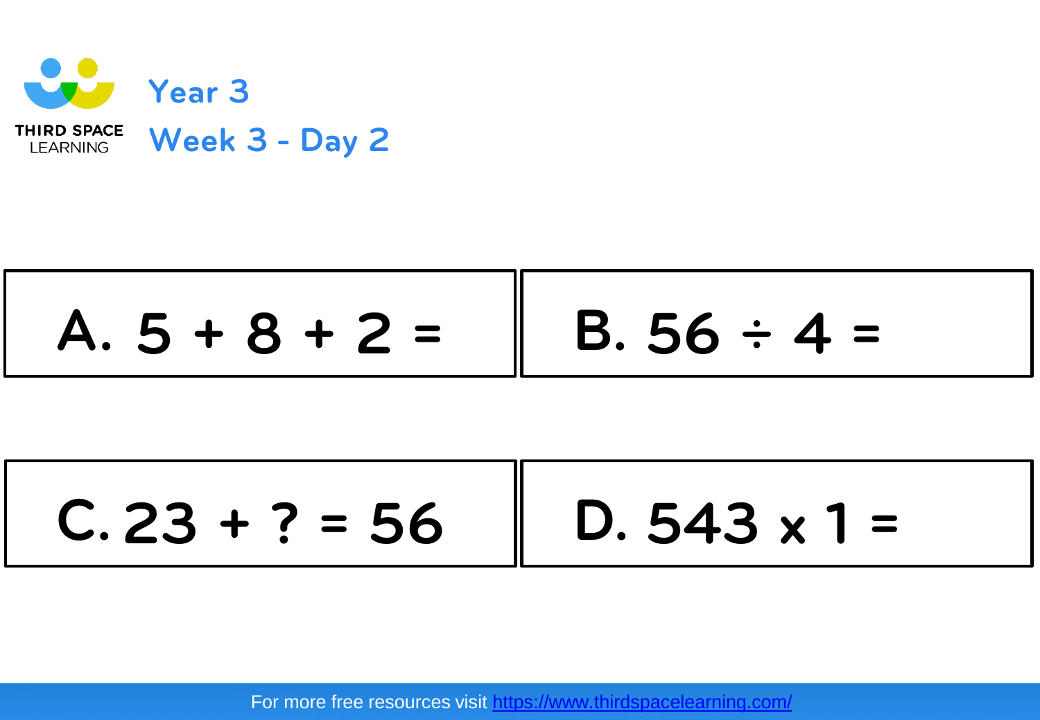## Year 3
## Week 3 - Day 2

A. $5 + 8 + 2 =$

B. $56 \div 4 =$

C. $23 + ? = 56$

D. $543 \times 1 =$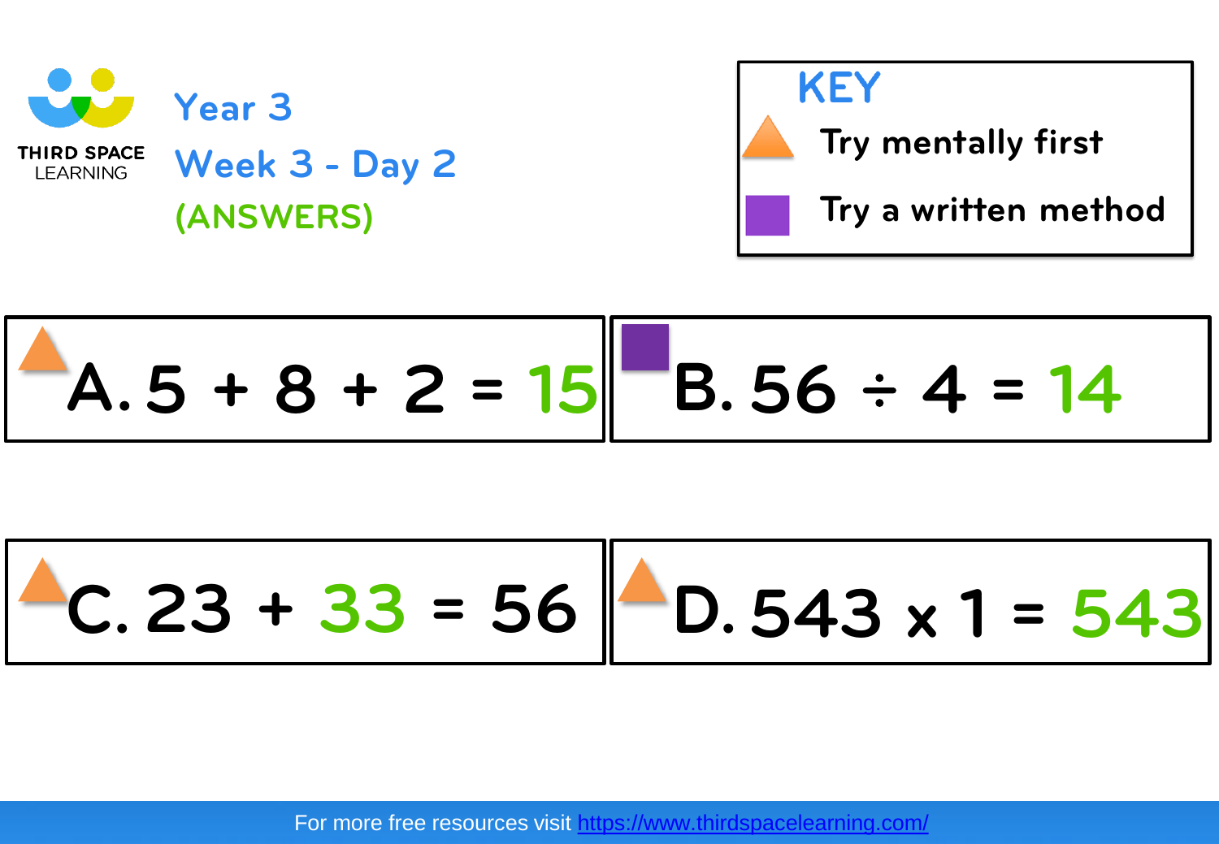THIRD SPACE LEARNING

# Year 3

## Week 3 - Day 2

**(ANSWERS)**

**KEY**

- ▲ Try mentally first
- ■ Try a written method

▲ A. $5 + 8 + 2 = 15$

■ B. $56 \div 4 = 14$

▲ C. $23 + 33 = 56$

▲ D. $543 \times 1 = 543$

For more free resources visit https://www.thirdspacelearning.com/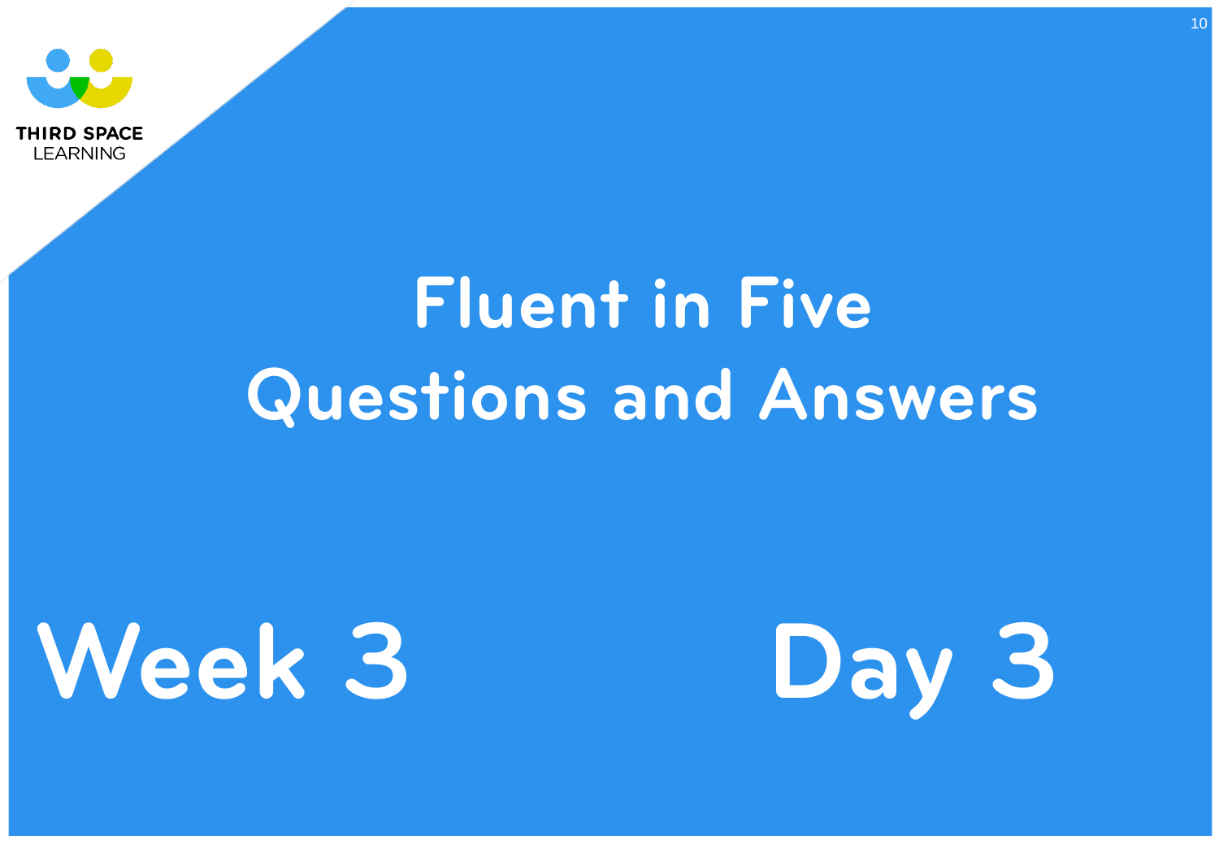# Fluent in Five Questions and Answers

## Week 3

## Day 3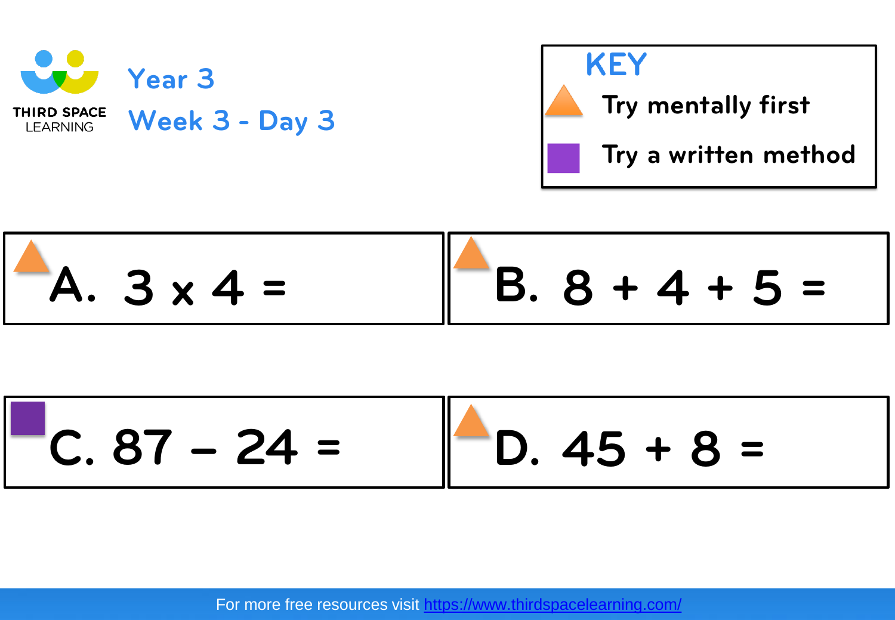THIRD SPACE LEARNING

# Year 3

## Week 3 - Day 3

**KEY**

- Try mentally first (triangle)
- Try a written method (square)

A. $3 \times 4 =$

B. $8 + 4 + 5 =$

C. $87 - 24 =$

D. $45 + 8 =$

For more free resources visit https://www.thirdspacelearning.com/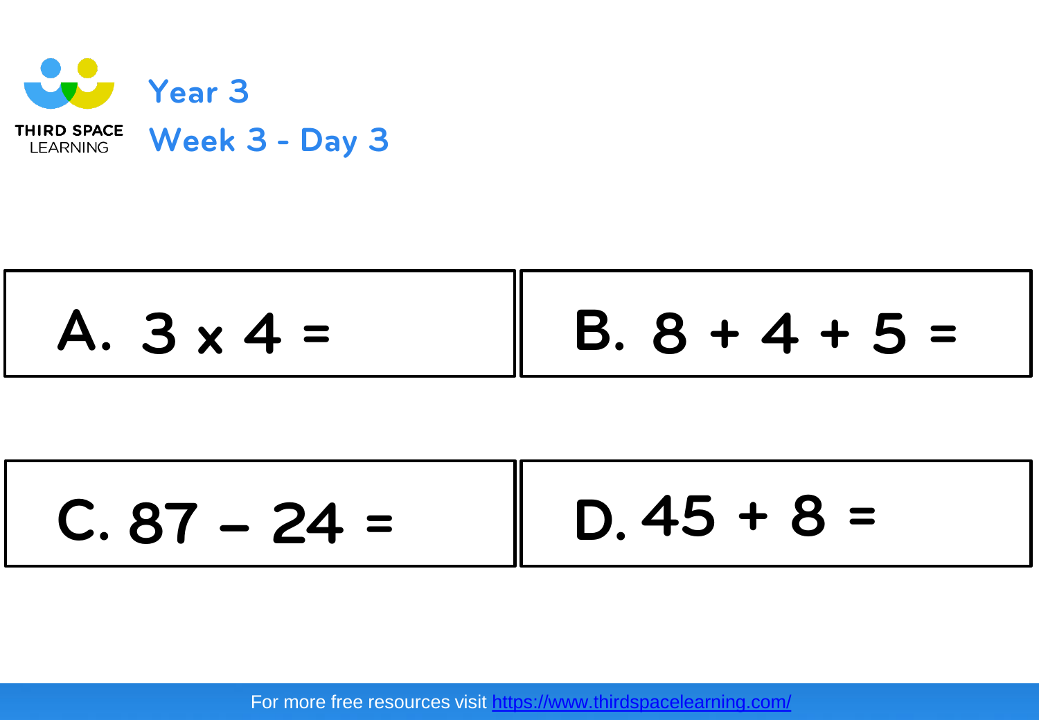THIRD SPACE LEARNING

# Year 3
## Week 3 - Day 3

| | |
|---|---|
| A. $3 \times 4 =$ | B. $8 + 4 + 5 =$ |
| C. $87 - 24 =$ | D. $45 + 8 =$ |

For more free resources visit https://www.thirdspacelearning.com/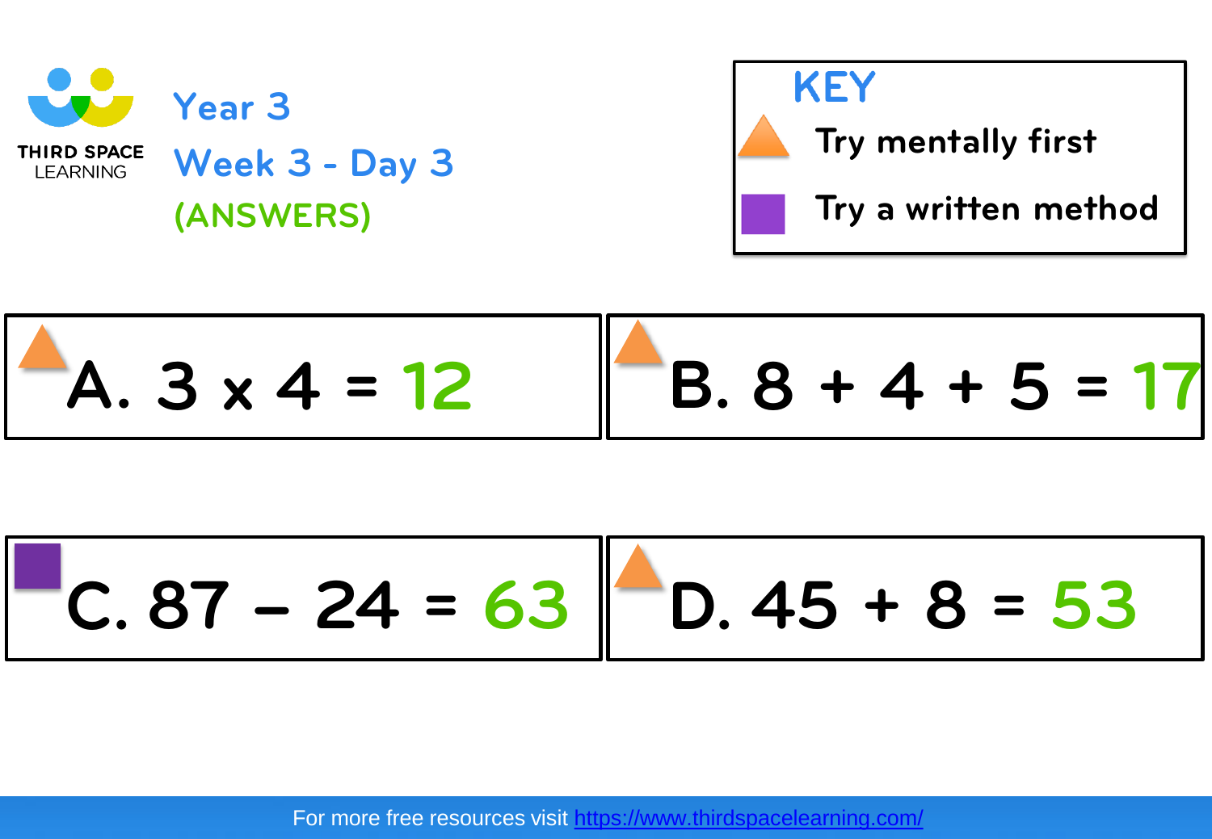THIRD SPACE LEARNING

# Year 3

## Week 3 - Day 3

**(ANSWERS)**

**KEY**

- ▲ Try mentally first
- ■ Try a written method

▲ A. $3 \times 4 = 12$

▲ B. $8 + 4 + 5 = 17$

■ C. $87 - 24 = 63$

▲ D. $45 + 8 = 53$

For more free resources visit https://www.thirdspacelearning.com/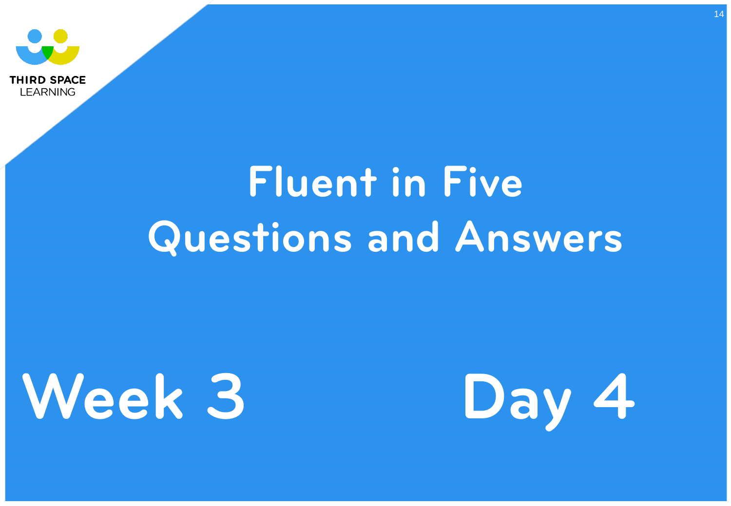THIRD SPACE LEARNING

# Fluent in Five
# Questions and Answers

## Week 3 Day 4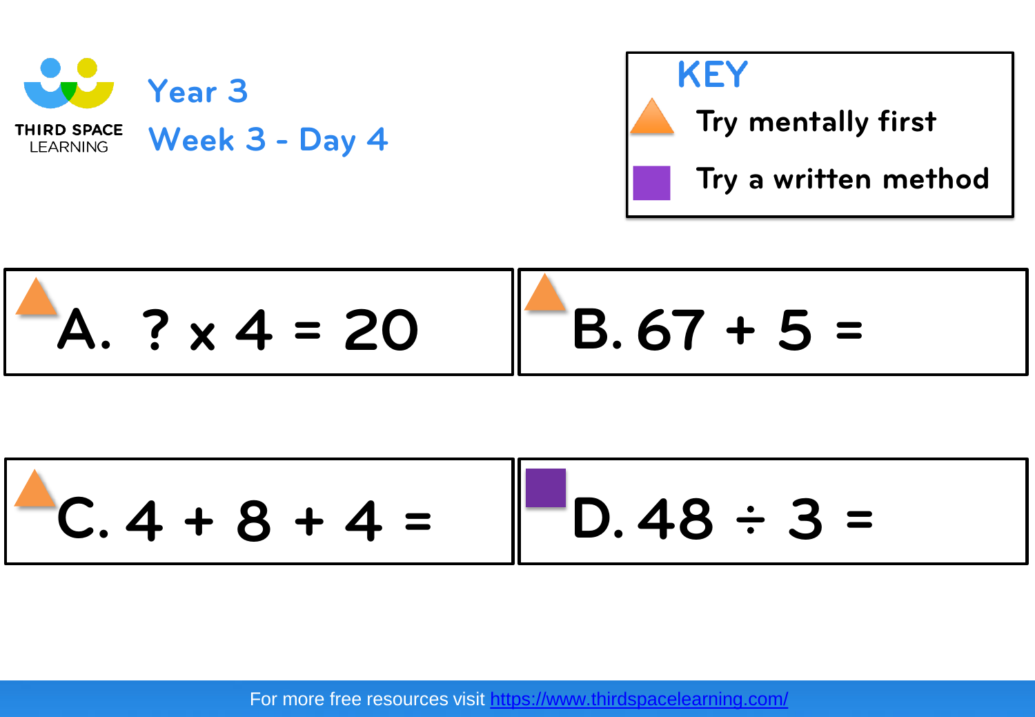THIRD SPACE LEARNING

## Year 3
## Week 3 - Day 4

**KEY**

- Triangle: Try mentally first
- Square: Try a written method

A. $? \times 4 = 20$

B. $67 + 5 =$

C. $4 + 8 + 4 =$

D. $48 \div 3 =$

For more free resources visit https://www.thirdspacelearning.com/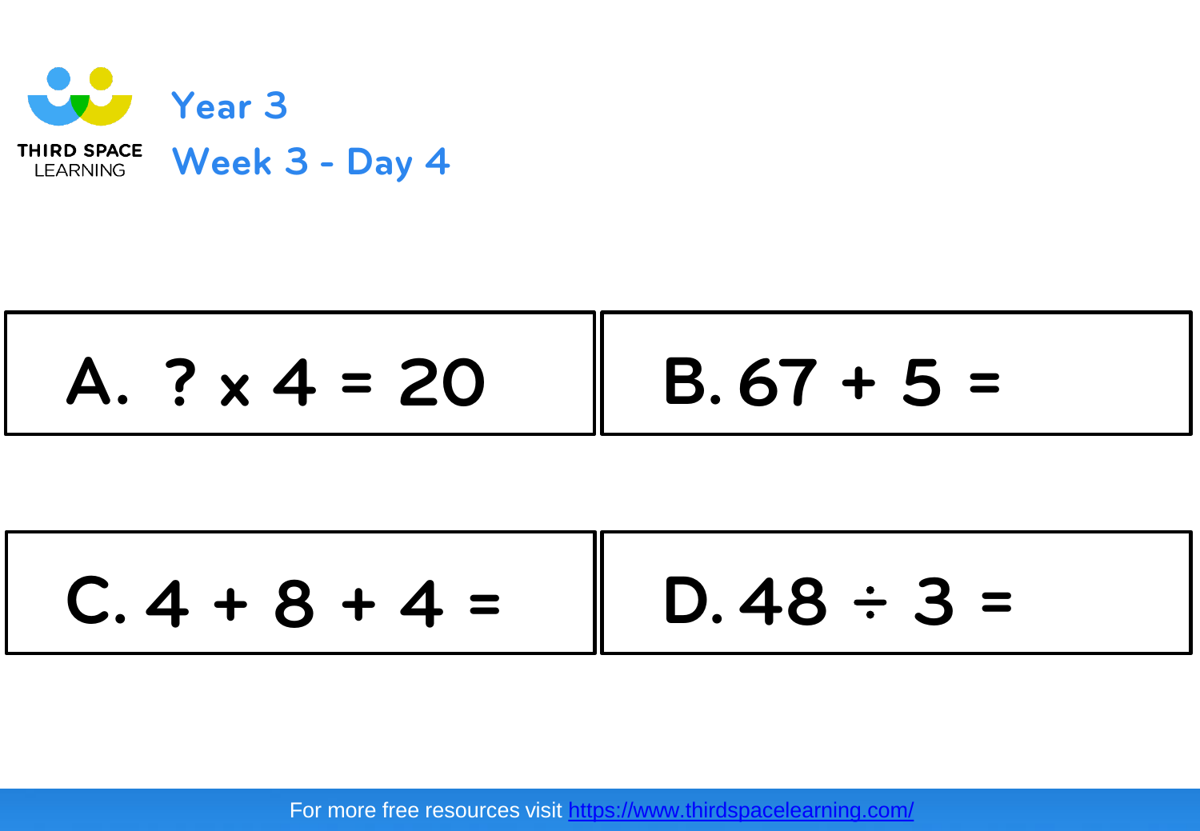THIRD SPACE LEARNING

# Year 3

## Week 3 - Day 4

A. $? \times 4 = 20$

B. $67 + 5 =$

C. $4 + 8 + 4 =$

D. $48 \div 3 =$

For more free resources visit https://www.thirdspacelearning.com/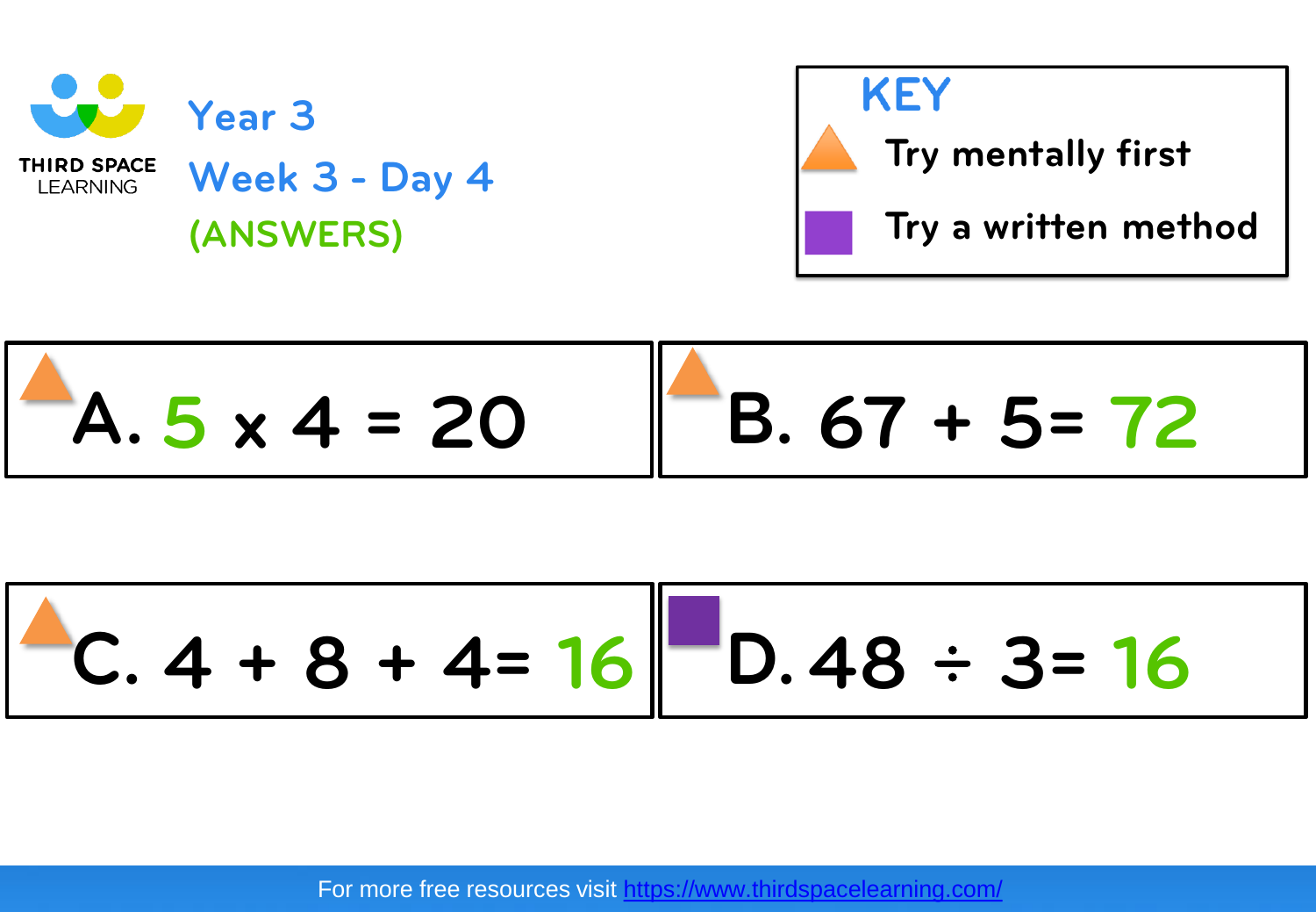THIRD SPACE LEARNING

# Year 3

## Week 3 - Day 4

### (ANSWERS)

**KEY**

- Try mentally first
- Try a written method

A. 5 x 4 = 20

B. 67 + 5= 72

C. 4 + 8 + 4= 16

D. 48 ÷ 3= 16

For more free resources visit https://www.thirdspacelearning.com/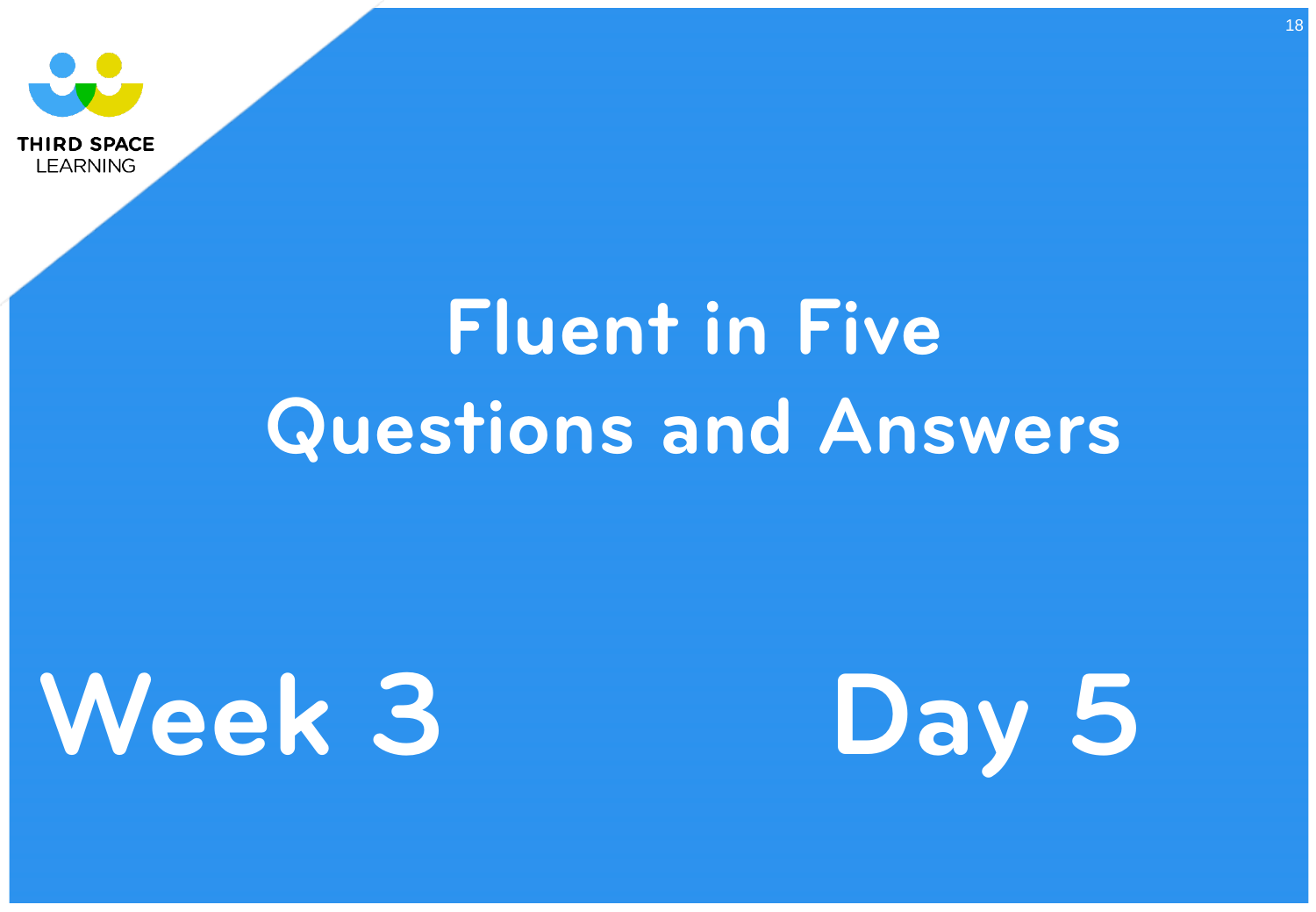THIRD SPACE LEARNING

# Fluent in Five
# Questions and Answers

## Week 3 Day 5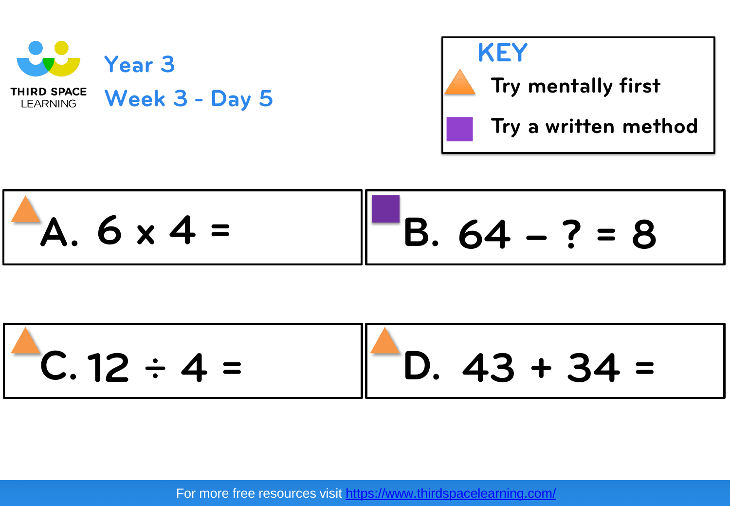THIRD SPACE LEARNING

# Year 3

## Week 3 - Day 5

**KEY**

- Try mentally first (triangle)
- Try a written method (square)

A. $6 \times 4 =$

B. $64 - ? = 8$

C. $12 \div 4 =$

D. $43 + 34 =$

For more free resources visit https://www.thirdspacelearning.com/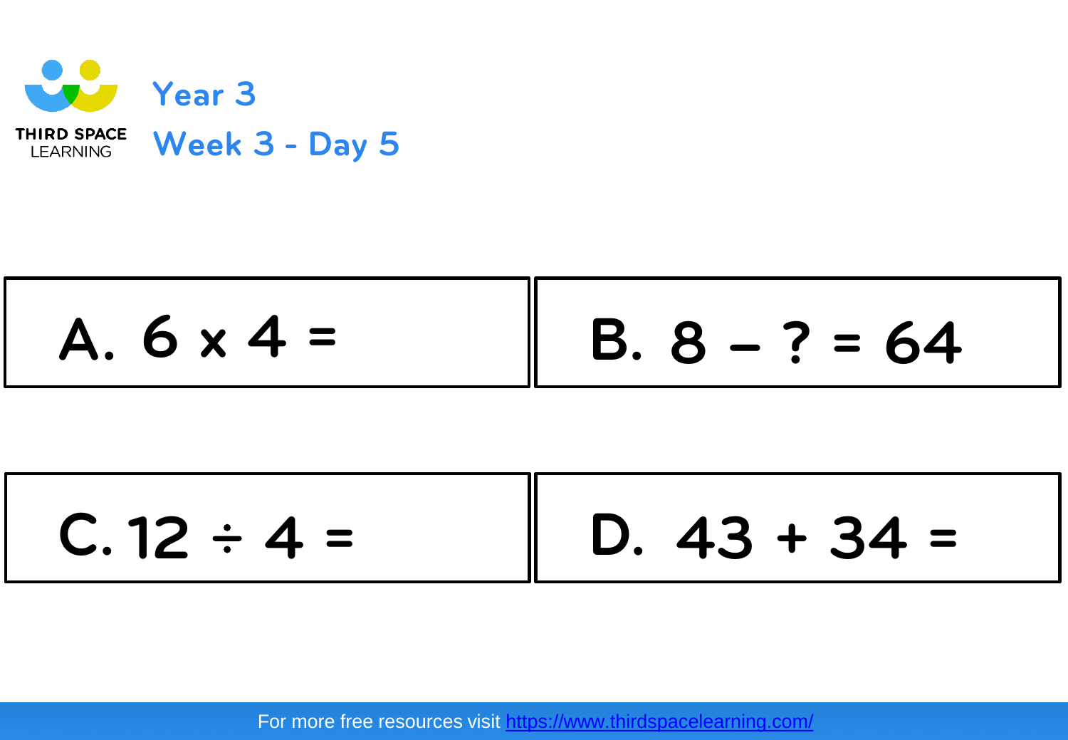# Year 3

## Week 3 - Day 5

| | |
|---|---|
| A. $6 \times 4 =$ | B. $8 - ? = 64$ |
| C. $12 \div 4 =$ | D. $43 + 34 =$ |

For more free resources visit https://www.thirdspacelearning.com/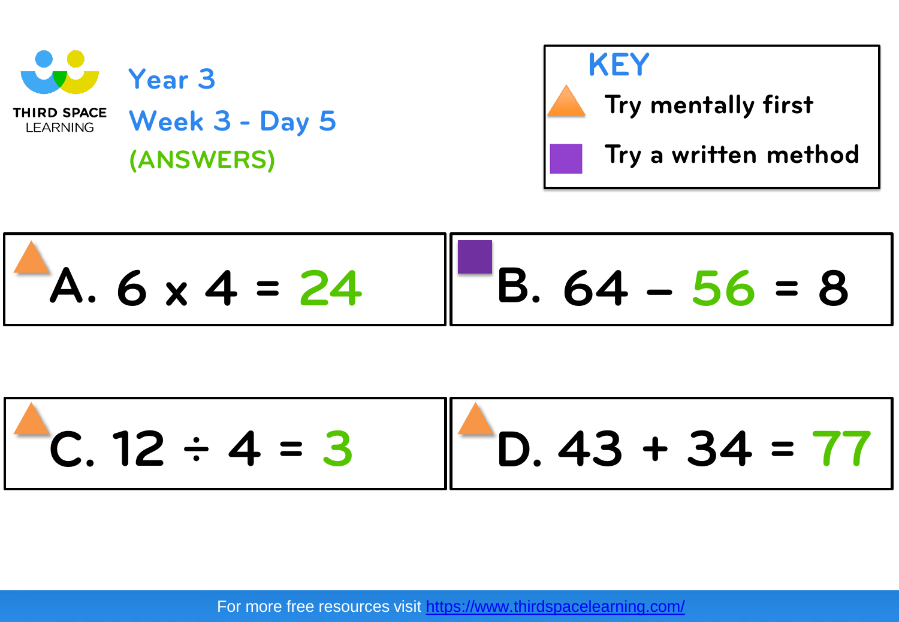THIRD SPACE LEARNING

# Year 3

## Week 3 - Day 5

**(ANSWERS)**

**KEY**

- ▲ Try mentally first
- ■ Try a written method

▲ A. $6 \times 4 = 24$

■ B. $64 - 56 = 8$

▲ C. $12 \div 4 = 3$

▲ D. $43 + 34 = 77$

For more free resources visit https://www.thirdspacelearning.com/